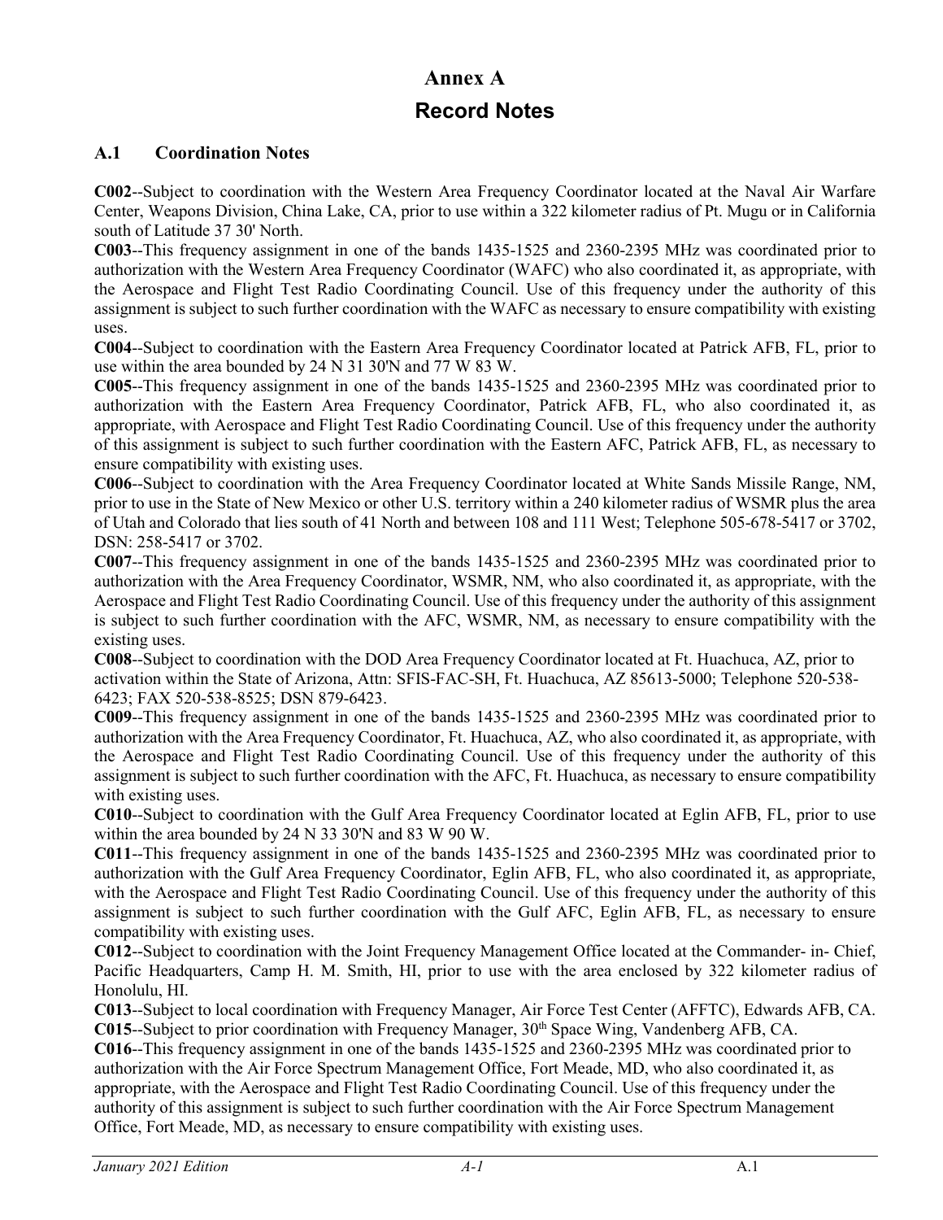# Annex A

# Record Notes

## A.1 Coordination Notes

**C002**--Subject to coordination with the Western Area Frequency Coordinator located at the Naval Air Warfare Center, Weapons Division, China Lake, CA, prior to use within a 322 kilometer radius of Pt. Mugu or in California south of Latitude 37 30' North.

**C003**--This frequency assignment in one of the bands 1435-1525 and 2360-2395 MHz was coordinated prior to authorization with the Western Area Frequency Coordinator (WAFC) who also coordinated it, as appropriate, with the Aerospace and Flight Test Radio Coordinating Council. Use of this frequency under the authority of this assignment is subject to such further coordination with the WAFC as necessary to ensure compatibility with existing uses.

**C004**--Subject to coordination with the Eastern Area Frequency Coordinator located at Patrick AFB, FL, prior to use within the area bounded by 24 N 31 30'N and 77 W 83 W.

**C005**--This frequency assignment in one of the bands 1435-1525 and 2360-2395 MHz was coordinated prior to authorization with the Eastern Area Frequency Coordinator, Patrick AFB, FL, who also coordinated it, as appropriate, with Aerospace and Flight Test Radio Coordinating Council. Use of this frequency under the authority of this assignment is subject to such further coordination with the Eastern AFC, Patrick AFB, FL, as necessary to ensure compatibility with existing uses.

**C006**--Subject to coordination with the Area Frequency Coordinator located at White Sands Missile Range, NM, prior to use in the State of New Mexico or other U.S. territory within a 240 kilometer radius of WSMR plus the area of Utah and Colorado that lies south of 41 North and between 108 and 111 West; Telephone 505-678-5417 or 3702, DSN: 258-5417 or 3702.

**C007**--This frequency assignment in one of the bands 1435-1525 and 2360-2395 MHz was coordinated prior to authorization with the Area Frequency Coordinator, WSMR, NM, who also coordinated it, as appropriate, with the Aerospace and Flight Test Radio Coordinating Council. Use of this frequency under the authority of this assignment is subject to such further coordination with the AFC, WSMR, NM, as necessary to ensure compatibility with the existing uses.

**C008**--Subject to coordination with the DOD Area Frequency Coordinator located at Ft. Huachuca, AZ, prior to activation within the State of Arizona, Attn: SFIS-FAC-SH, Ft. Huachuca, AZ 85613-5000; Telephone 520-538-6423; FAX 520-538-8525; DSN 879-6423.

**C009**--This frequency assignment in one of the bands 1435-1525 and 2360-2395 MHz was coordinated prior to authorization with the Area Frequency Coordinator, Ft. Huachuca, AZ, who also coordinated it, as appropriate, with the Aerospace and Flight Test Radio Coordinating Council. Use of this frequency under the authority of this assignment is subject to such further coordination with the AFC, Ft. Huachuca, as necessary to ensure compatibility with existing uses.

**C010**--Subject to coordination with the Gulf Area Frequency Coordinator located at Eglin AFB, FL, prior to use within the area bounded by 24 N 33 30'N and 83 W 90 W.

**C011**--This frequency assignment in one of the bands 1435-1525 and 2360-2395 MHz was coordinated prior to authorization with the Gulf Area Frequency Coordinator, Eglin AFB, FL, who also coordinated it, as appropriate, with the Aerospace and Flight Test Radio Coordinating Council. Use of this frequency under the authority of this assignment is subject to such further coordination with the Gulf AFC, Eglin AFB, FL, as necessary to ensure compatibility with existing uses.

**C012**--Subject to coordination with the Joint Frequency Management Office located at the Commander- in- Chief, Pacific Headquarters, Camp H. M. Smith, HI, prior to use with the area enclosed by 322 kilometer radius of Honolulu, HI.

**C013**--Subject to local coordination with Frequency Manager, Air Force Test Center (AFFTC), Edwards AFB, CA.

**C015**--Subject to prior coordination with Frequency Manager, 30th Space Wing, Vandenberg AFB, CA.

**C016**--This frequency assignment in one of the bands 1435-1525 and 2360-2395 MHz was coordinated prior to authorization with the Air Force Spectrum Management Office, Fort Meade, MD, who also coordinated it, as appropriate, with the Aerospace and Flight Test Radio Coordinating Council. Use of this frequency under the authority of this assignment is subject to such further coordination with the Air Force Spectrum Management Office, Fort Meade, MD, as necessary to ensure compatibility with existing uses.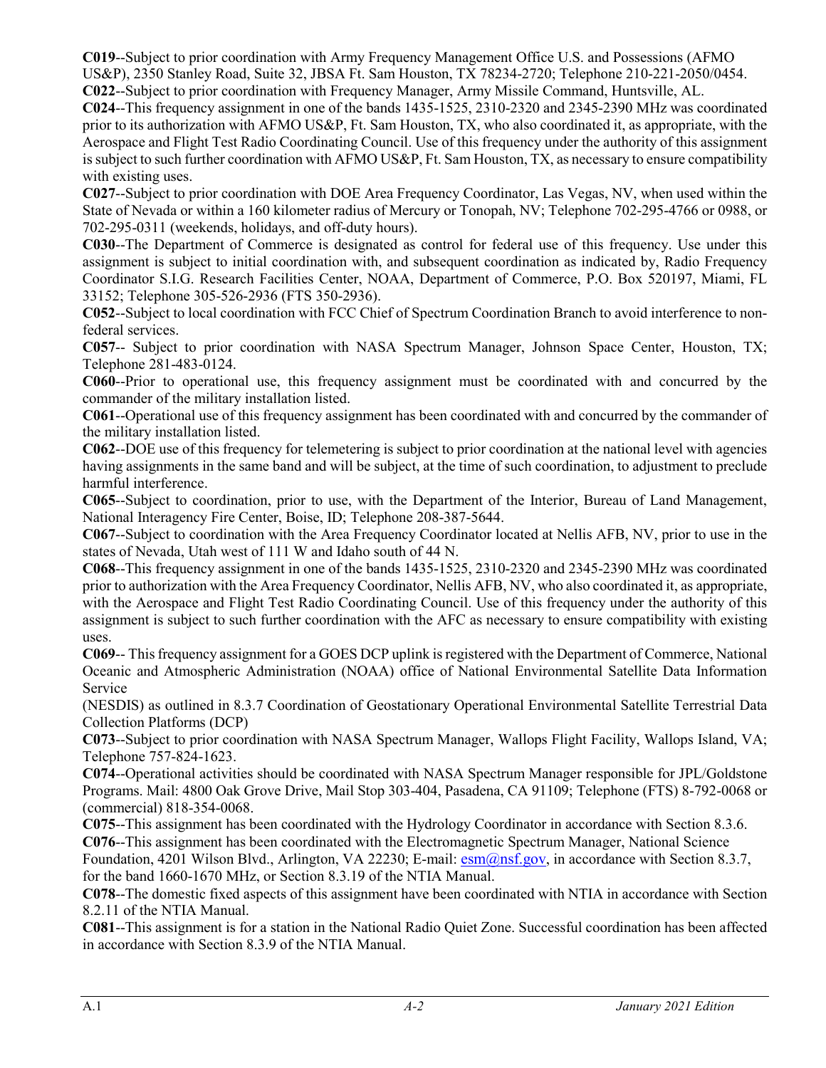**C019**--Subject to prior coordination with Army Frequency Management Office U.S. and Possessions (AFMO US&P), 2350 Stanley Road, Suite 32, JBSA Ft. Sam Houston, TX 78234-2720; Telephone 210-221-2050/0454.

**C022**--Subject to prior coordination with Frequency Manager, Army Missile Command, Huntsville, AL.

**C024**--This frequency assignment in one of the bands 1435-1525, 2310-2320 and 2345-2390 MHz was coordinated prior to its authorization with AFMO US&P, Ft. Sam Houston, TX, who also coordinated it, as appropriate, with the Aerospace and Flight Test Radio Coordinating Council. Use of this frequency under the authority of this assignment is subject to such further coordination with AFMO US&P, Ft. Sam Houston, TX, as necessary to ensure compatibility with existing uses.

**C027**--Subject to prior coordination with DOE Area Frequency Coordinator, Las Vegas, NV, when used within the State of Nevada or within a 160 kilometer radius of Mercury or Tonopah, NV; Telephone 702-295-4766 or 0988, or 702-295-0311 (weekends, holidays, and off-duty hours).

**C030**--The Department of Commerce is designated as control for federal use of this frequency. Use under this assignment is subject to initial coordination with, and subsequent coordination as indicated by, Radio Frequency Coordinator S.I.G. Research Facilities Center, NOAA, Department of Commerce, P.O. Box 520197, Miami, FL 33152; Telephone 305-526-2936 (FTS 350-2936).

**C052**--Subject to local coordination with FCC Chief of Spectrum Coordination Branch to avoid interference to non-federal services.

**C057**-- Subject to prior coordination with NASA Spectrum Manager, Johnson Space Center, Houston, TX; Telephone 281-483-0124.

**C060**--Prior to operational use, this frequency assignment must be coordinated with and concurred by the commander of the military installation listed.

**C061**--Operational use of this frequency assignment has been coordinated with and concurred by the commander of the military installation listed.

**C062**--DOE use of this frequency for telemetering is subject to prior coordination at the national level with agencies having assignments in the same band and will be subject, at the time of such coordination, to adjustment to preclude harmful interference.

**C065**--Subject to coordination, prior to use, with the Department of the Interior, Bureau of Land Management, National Interagency Fire Center, Boise, ID; Telephone 208-387-5644.

**C067**--Subject to coordination with the Area Frequency Coordinator located at Nellis AFB, NV, prior to use in the states of Nevada, Utah west of 111 W and Idaho south of 44 N.

**C068**--This frequency assignment in one of the bands 1435-1525, 2310-2320 and 2345-2390 MHz was coordinated prior to authorization with the Area Frequency Coordinator, Nellis AFB, NV, who also coordinated it, as appropriate, with the Aerospace and Flight Test Radio Coordinating Council. Use of this frequency under the authority of this assignment is subject to such further coordination with the AFC as necessary to ensure compatibility with existing uses.

**C069**-- This frequency assignment for a GOES DCP uplink is registered with the Department of Commerce, National Oceanic and Atmospheric Administration (NOAA) office of National Environmental Satellite Data Information Service

(NESDIS) as outlined in 8.3.7 Coordination of Geostationary Operational Environmental Satellite Terrestrial Data Collection Platforms (DCP)

**C073**--Subject to prior coordination with NASA Spectrum Manager, Wallops Flight Facility, Wallops Island, VA; Telephone 757-824-1623.

**C074**--Operational activities should be coordinated with NASA Spectrum Manager responsible for JPL/Goldstone Programs. Mail: 4800 Oak Grove Drive, Mail Stop 303-404, Pasadena, CA 91109; Telephone (FTS) 8-792-0068 or (commercial) 818-354-0068.

**C075**--This assignment has been coordinated with the Hydrology Coordinator in accordance with Section 8.3.6.

**C076**--This assignment has been coordinated with the Electromagnetic Spectrum Manager, National Science Foundation, 4201 Wilson Blvd., Arlington, VA 22230; E-mail: esm@nsf.gov, in accordance with Section 8.3.7, for the band 1660-1670 MHz, or Section 8.3.19 of the NTIA Manual.

**C078**--The domestic fixed aspects of this assignment have been coordinated with NTIA in accordance with Section 8.2.11 of the NTIA Manual.

**C081**--This assignment is for a station in the National Radio Quiet Zone. Successful coordination has been affected in accordance with Section 8.3.9 of the NTIA Manual.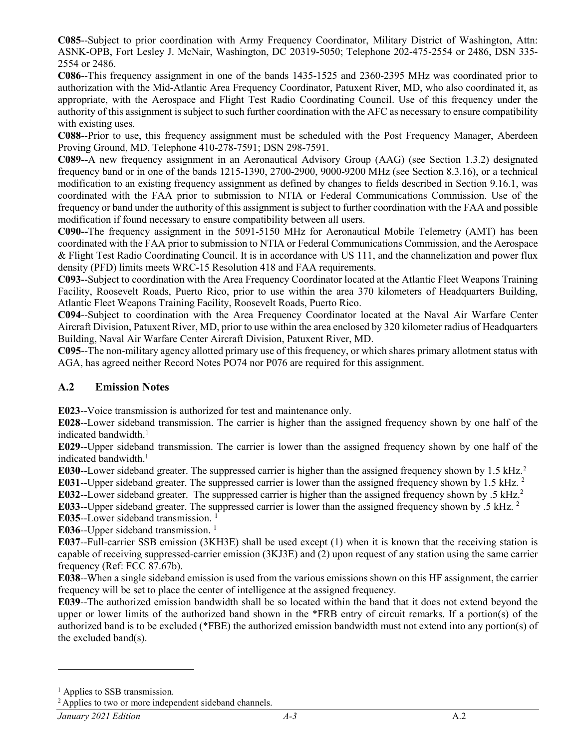**C085**--Subject to prior coordination with Army Frequency Coordinator, Military District of Washington, Attn: ASNK-OPB, Fort Lesley J. McNair, Washington, DC 20319-5050; Telephone 202-475-2554 or 2486, DSN 335-2554 or 2486.

**C086**--This frequency assignment in one of the bands 1435-1525 and 2360-2395 MHz was coordinated prior to authorization with the Mid-Atlantic Area Frequency Coordinator, Patuxent River, MD, who also coordinated it, as appropriate, with the Aerospace and Flight Test Radio Coordinating Council. Use of this frequency under the authority of this assignment is subject to such further coordination with the AFC as necessary to ensure compatibility with existing uses.

**C088**--Prior to use, this frequency assignment must be scheduled with the Post Frequency Manager, Aberdeen Proving Ground, MD, Telephone 410-278-7591; DSN 298-7591.

**C089--**A new frequency assignment in an Aeronautical Advisory Group (AAG) (see Section 1.3.2) designated frequency band or in one of the bands 1215-1390, 2700-2900, 9000-9200 MHz (see Section 8.3.16), or a technical modification to an existing frequency assignment as defined by changes to fields described in Section 9.16.1, was coordinated with the FAA prior to submission to NTIA or Federal Communications Commission. Use of the frequency or band under the authority of this assignment is subject to further coordination with the FAA and possible modification if found necessary to ensure compatibility between all users.

**C090--**The frequency assignment in the 5091-5150 MHz for Aeronautical Mobile Telemetry (AMT) has been coordinated with the FAA prior to submission to NTIA or Federal Communications Commission, and the Aerospace & Flight Test Radio Coordinating Council. It is in accordance with US 111, and the channelization and power flux density (PFD) limits meets WRC-15 Resolution 418 and FAA requirements.

**C093**--Subject to coordination with the Area Frequency Coordinator located at the Atlantic Fleet Weapons Training Facility, Roosevelt Roads, Puerto Rico, prior to use within the area 370 kilometers of Headquarters Building, Atlantic Fleet Weapons Training Facility, Roosevelt Roads, Puerto Rico.

**C094**--Subject to coordination with the Area Frequency Coordinator located at the Naval Air Warfare Center Aircraft Division, Patuxent River, MD, prior to use within the area enclosed by 320 kilometer radius of Headquarters Building, Naval Air Warfare Center Aircraft Division, Patuxent River, MD.

**C095**--The non-military agency allotted primary use of this frequency, or which shares primary allotment status with AGA, has agreed neither Record Notes PO74 nor P076 are required for this assignment.

## A.2 Emission Notes

**E023**--Voice transmission is authorized for test and maintenance only.

**E028**--Lower sideband transmission. The carrier is higher than the assigned frequency shown by one half of the indicated bandwidth.[1]

**E029**--Upper sideband transmission. The carrier is lower than the assigned frequency shown by one half of the indicated bandwidth.[1]

**E030**--Lower sideband greater. The suppressed carrier is higher than the assigned frequency shown by 1.5 kHz.[2]

**E031**--Upper sideband greater. The suppressed carrier is lower than the assigned frequency shown by 1.5 kHz. [2]

**E032**--Lower sideband greater. The suppressed carrier is higher than the assigned frequency shown by .5 kHz.[2]

**E033**--Upper sideband greater. The suppressed carrier is lower than the assigned frequency shown by .5 kHz. [2]

**E035**--Lower sideband transmission. [1]

**E036**--Upper sideband transmission. [1]

**E037**--Full-carrier SSB emission (3KH3E) shall be used except (1) when it is known that the receiving station is capable of receiving suppressed-carrier emission (3KJ3E) and (2) upon request of any station using the same carrier frequency (Ref: FCC 87.67b).

**E038**--When a single sideband emission is used from the various emissions shown on this HF assignment, the carrier frequency will be set to place the center of intelligence at the assigned frequency.

**E039**--The authorized emission bandwidth shall be so located within the band that it does not extend beyond the upper or lower limits of the authorized band shown in the *FRB entry of circuit remarks. If a portion(s) of the authorized band is to be excluded (*FBE) the authorized emission bandwidth must not extend into any portion(s) of the excluded band(s).

---

[1] Applies to SSB transmission.

[2] Applies to two or more independent sideband channels.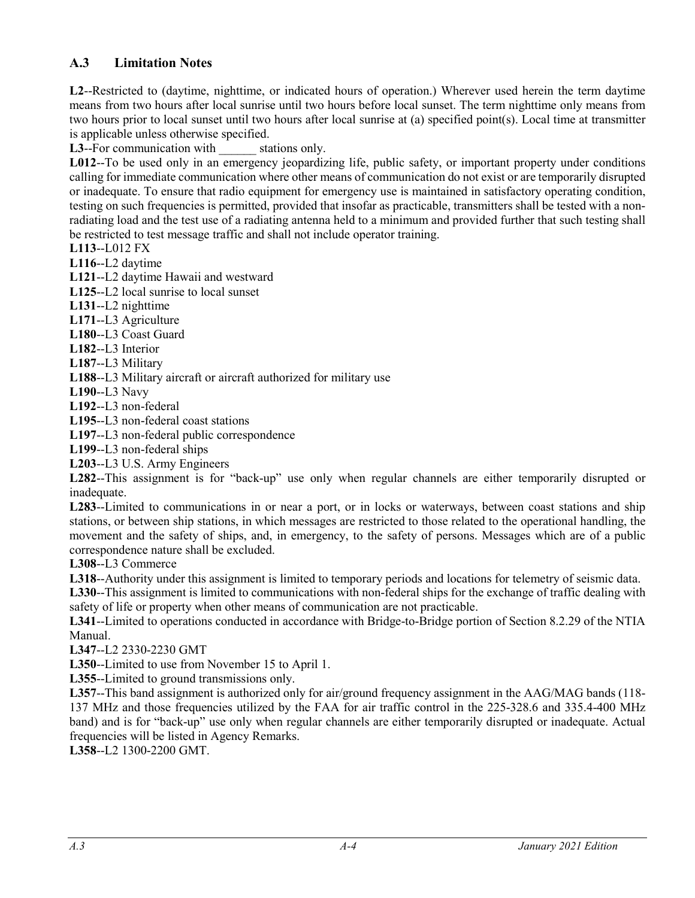## A.3 Limitation Notes

**L2**--Restricted to (daytime, nighttime, or indicated hours of operation.) Wherever used herein the term daytime means from two hours after local sunrise until two hours before local sunset. The term nighttime only means from two hours prior to local sunset until two hours after local sunrise at (a) specified point(s). Local time at transmitter is applicable unless otherwise specified.

**L3**--For communication with ______ stations only.

**L012**--To be used only in an emergency jeopardizing life, public safety, or important property under conditions calling for immediate communication where other means of communication do not exist or are temporarily disrupted or inadequate. To ensure that radio equipment for emergency use is maintained in satisfactory operating condition, testing on such frequencies is permitted, provided that insofar as practicable, transmitters shall be tested with a non-radiating load and the test use of a radiating antenna held to a minimum and provided further that such testing shall be restricted to test message traffic and shall not include operator training.

**L113**--L012 FX

**L116**--L2 daytime

**L121**--L2 daytime Hawaii and westward

**L125**--L2 local sunrise to local sunset

**L131**--L2 nighttime

**L171**--L3 Agriculture

**L180**--L3 Coast Guard

**L182**--L3 Interior

**L187**--L3 Military

**L188**--L3 Military aircraft or aircraft authorized for military use

**L190**--L3 Navy

**L192**--L3 non-federal

**L195**--L3 non-federal coast stations

**L197**--L3 non-federal public correspondence

**L199**--L3 non-federal ships

**L203**--L3 U.S. Army Engineers

**L282**--This assignment is for "back-up" use only when regular channels are either temporarily disrupted or inadequate.

**L283**--Limited to communications in or near a port, or in locks or waterways, between coast stations and ship stations, or between ship stations, in which messages are restricted to those related to the operational handling, the movement and the safety of ships, and, in emergency, to the safety of persons. Messages which are of a public correspondence nature shall be excluded.

**L308**--L3 Commerce

**L318**--Authority under this assignment is limited to temporary periods and locations for telemetry of seismic data.

**L330**--This assignment is limited to communications with non-federal ships for the exchange of traffic dealing with safety of life or property when other means of communication are not practicable.

**L341**--Limited to operations conducted in accordance with Bridge-to-Bridge portion of Section 8.2.29 of the NTIA Manual.

**L347**--L2 2330-2230 GMT

**L350**--Limited to use from November 15 to April 1.

**L355**--Limited to ground transmissions only.

**L357**--This band assignment is authorized only for air/ground frequency assignment in the AAG/MAG bands (118-137 MHz and those frequencies utilized by the FAA for air traffic control in the 225-328.6 and 335.4-400 MHz band) and is for "back-up" use only when regular channels are either temporarily disrupted or inadequate. Actual frequencies will be listed in Agency Remarks.

**L358**--L2 1300-2200 GMT.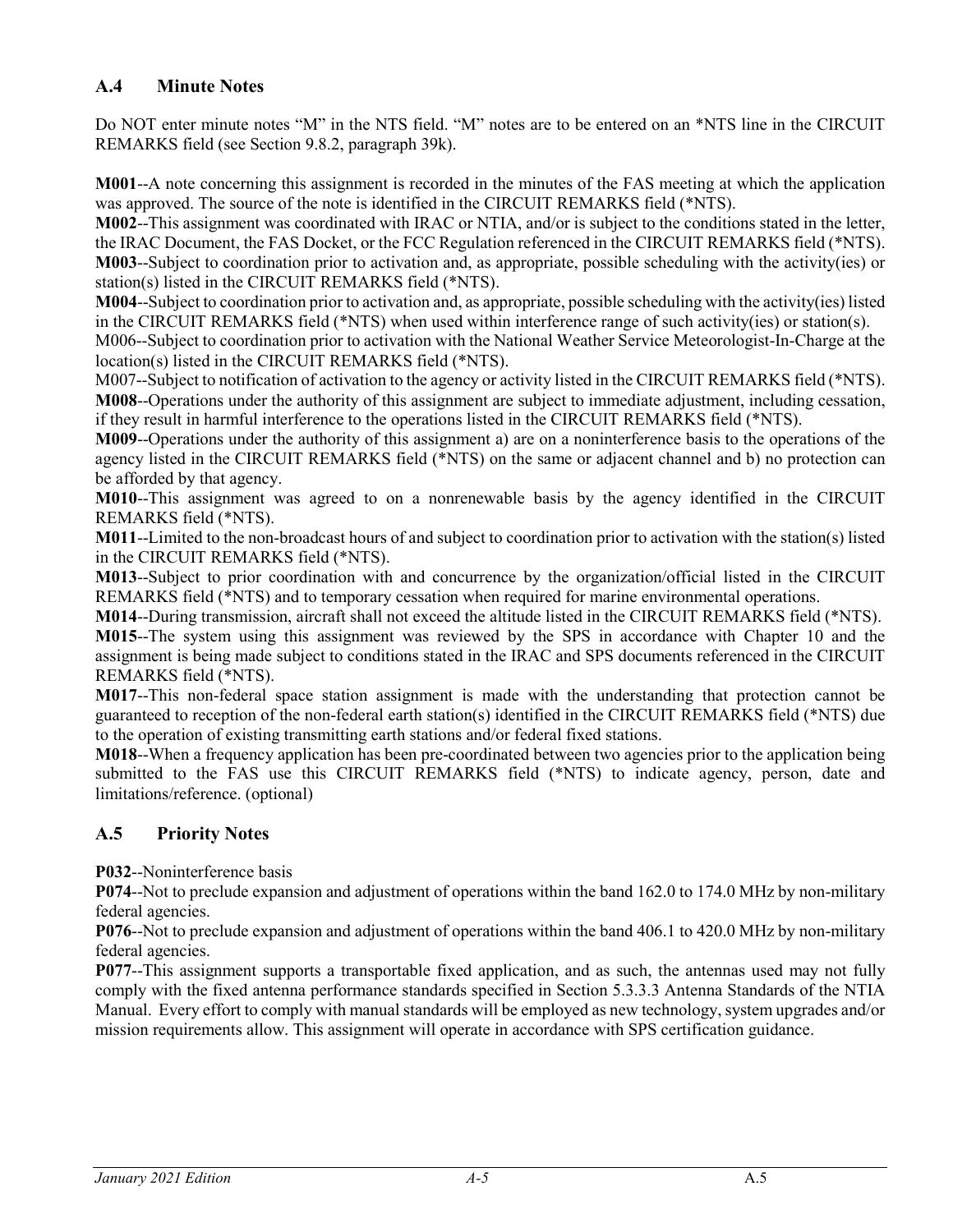## A.4 Minute Notes

Do NOT enter minute notes "M" in the NTS field. "M" notes are to be entered on an *NTS line in the CIRCUIT REMARKS field (see Section 9.8.2, paragraph 39k).

**M001**--A note concerning this assignment is recorded in the minutes of the FAS meeting at which the application was approved. The source of the note is identified in the CIRCUIT REMARKS field (*NTS).

**M002**--This assignment was coordinated with IRAC or NTIA, and/or is subject to the conditions stated in the letter, the IRAC Document, the FAS Docket, or the FCC Regulation referenced in the CIRCUIT REMARKS field (*NTS).

**M003**--Subject to coordination prior to activation and, as appropriate, possible scheduling with the activity(ies) or station(s) listed in the CIRCUIT REMARKS field (*NTS).

**M004**--Subject to coordination prior to activation and, as appropriate, possible scheduling with the activity(ies) listed in the CIRCUIT REMARKS field (*NTS) when used within interference range of such activity(ies) or station(s).

M006--Subject to coordination prior to activation with the National Weather Service Meteorologist-In-Charge at the location(s) listed in the CIRCUIT REMARKS field (*NTS).

M007--Subject to notification of activation to the agency or activity listed in the CIRCUIT REMARKS field (*NTS).

**M008**--Operations under the authority of this assignment are subject to immediate adjustment, including cessation, if they result in harmful interference to the operations listed in the CIRCUIT REMARKS field (*NTS).

**M009**--Operations under the authority of this assignment a) are on a noninterference basis to the operations of the agency listed in the CIRCUIT REMARKS field (*NTS) on the same or adjacent channel and b) no protection can be afforded by that agency.

**M010**--This assignment was agreed to on a nonrenewable basis by the agency identified in the CIRCUIT REMARKS field (*NTS).

**M011**--Limited to the non-broadcast hours of and subject to coordination prior to activation with the station(s) listed in the CIRCUIT REMARKS field (*NTS).

**M013**--Subject to prior coordination with and concurrence by the organization/official listed in the CIRCUIT REMARKS field (*NTS) and to temporary cessation when required for marine environmental operations.

**M014**--During transmission, aircraft shall not exceed the altitude listed in the CIRCUIT REMARKS field (*NTS).

**M015**--The system using this assignment was reviewed by the SPS in accordance with Chapter 10 and the assignment is being made subject to conditions stated in the IRAC and SPS documents referenced in the CIRCUIT REMARKS field (*NTS).

**M017**--This non-federal space station assignment is made with the understanding that protection cannot be guaranteed to reception of the non-federal earth station(s) identified in the CIRCUIT REMARKS field (*NTS) due to the operation of existing transmitting earth stations and/or federal fixed stations.

**M018**--When a frequency application has been pre-coordinated between two agencies prior to the application being submitted to the FAS use this CIRCUIT REMARKS field (*NTS) to indicate agency, person, date and limitations/reference. (optional)

## A.5 Priority Notes

**P032**--Noninterference basis

**P074**--Not to preclude expansion and adjustment of operations within the band 162.0 to 174.0 MHz by non-military federal agencies.

**P076**--Not to preclude expansion and adjustment of operations within the band 406.1 to 420.0 MHz by non-military federal agencies.

**P077**--This assignment supports a transportable fixed application, and as such, the antennas used may not fully comply with the fixed antenna performance standards specified in Section 5.3.3.3 Antenna Standards of the NTIA Manual. Every effort to comply with manual standards will be employed as new technology, system upgrades and/or mission requirements allow. This assignment will operate in accordance with SPS certification guidance.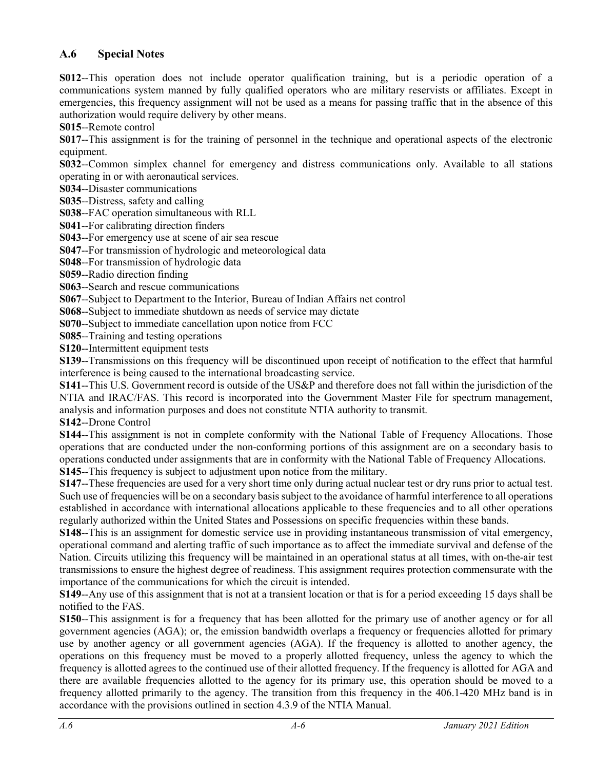## A.6 Special Notes

**S012**--This operation does not include operator qualification training, but is a periodic operation of a communications system manned by fully qualified operators who are military reservists or affiliates. Except in emergencies, this frequency assignment will not be used as a means for passing traffic that in the absence of this authorization would require delivery by other means.

**S015**--Remote control

**S017**--This assignment is for the training of personnel in the technique and operational aspects of the electronic equipment.

**S032**--Common simplex channel for emergency and distress communications only. Available to all stations operating in or with aeronautical services.

**S034**--Disaster communications

**S035**--Distress, safety and calling

**S038**--FAC operation simultaneous with RLL

**S041**--For calibrating direction finders

**S043**--For emergency use at scene of air sea rescue

**S047**--For transmission of hydrologic and meteorological data

**S048**--For transmission of hydrologic data

**S059**--Radio direction finding

**S063**--Search and rescue communications

**S067**--Subject to Department to the Interior, Bureau of Indian Affairs net control

**S068**--Subject to immediate shutdown as needs of service may dictate

**S070**--Subject to immediate cancellation upon notice from FCC

**S085**--Training and testing operations

**S120**--Intermittent equipment tests

**S139**--Transmissions on this frequency will be discontinued upon receipt of notification to the effect that harmful interference is being caused to the international broadcasting service.

**S141**--This U.S. Government record is outside of the US&P and therefore does not fall within the jurisdiction of the NTIA and IRAC/FAS. This record is incorporated into the Government Master File for spectrum management, analysis and information purposes and does not constitute NTIA authority to transmit.

**S142**--Drone Control

**S144**--This assignment is not in complete conformity with the National Table of Frequency Allocations. Those operations that are conducted under the non-conforming portions of this assignment are on a secondary basis to operations conducted under assignments that are in conformity with the National Table of Frequency Allocations.

**S145**--This frequency is subject to adjustment upon notice from the military.

**S147**--These frequencies are used for a very short time only during actual nuclear test or dry runs prior to actual test. Such use of frequencies will be on a secondary basis subject to the avoidance of harmful interference to all operations established in accordance with international allocations applicable to these frequencies and to all other operations regularly authorized within the United States and Possessions on specific frequencies within these bands.

**S148**--This is an assignment for domestic service use in providing instantaneous transmission of vital emergency, operational command and alerting traffic of such importance as to affect the immediate survival and defense of the Nation. Circuits utilizing this frequency will be maintained in an operational status at all times, with on-the-air test transmissions to ensure the highest degree of readiness. This assignment requires protection commensurate with the importance of the communications for which the circuit is intended.

**S149**--Any use of this assignment that is not at a transient location or that is for a period exceeding 15 days shall be notified to the FAS.

**S150**--This assignment is for a frequency that has been allotted for the primary use of another agency or for all government agencies (AGA); or, the emission bandwidth overlaps a frequency or frequencies allotted for primary use by another agency or all government agencies (AGA). If the frequency is allotted to another agency, the operations on this frequency must be moved to a properly allotted frequency, unless the agency to which the frequency is allotted agrees to the continued use of their allotted frequency. If the frequency is allotted for AGA and there are available frequencies allotted to the agency for its primary use, this operation should be moved to a frequency allotted primarily to the agency. The transition from this frequency in the 406.1-420 MHz band is in accordance with the provisions outlined in section 4.3.9 of the NTIA Manual.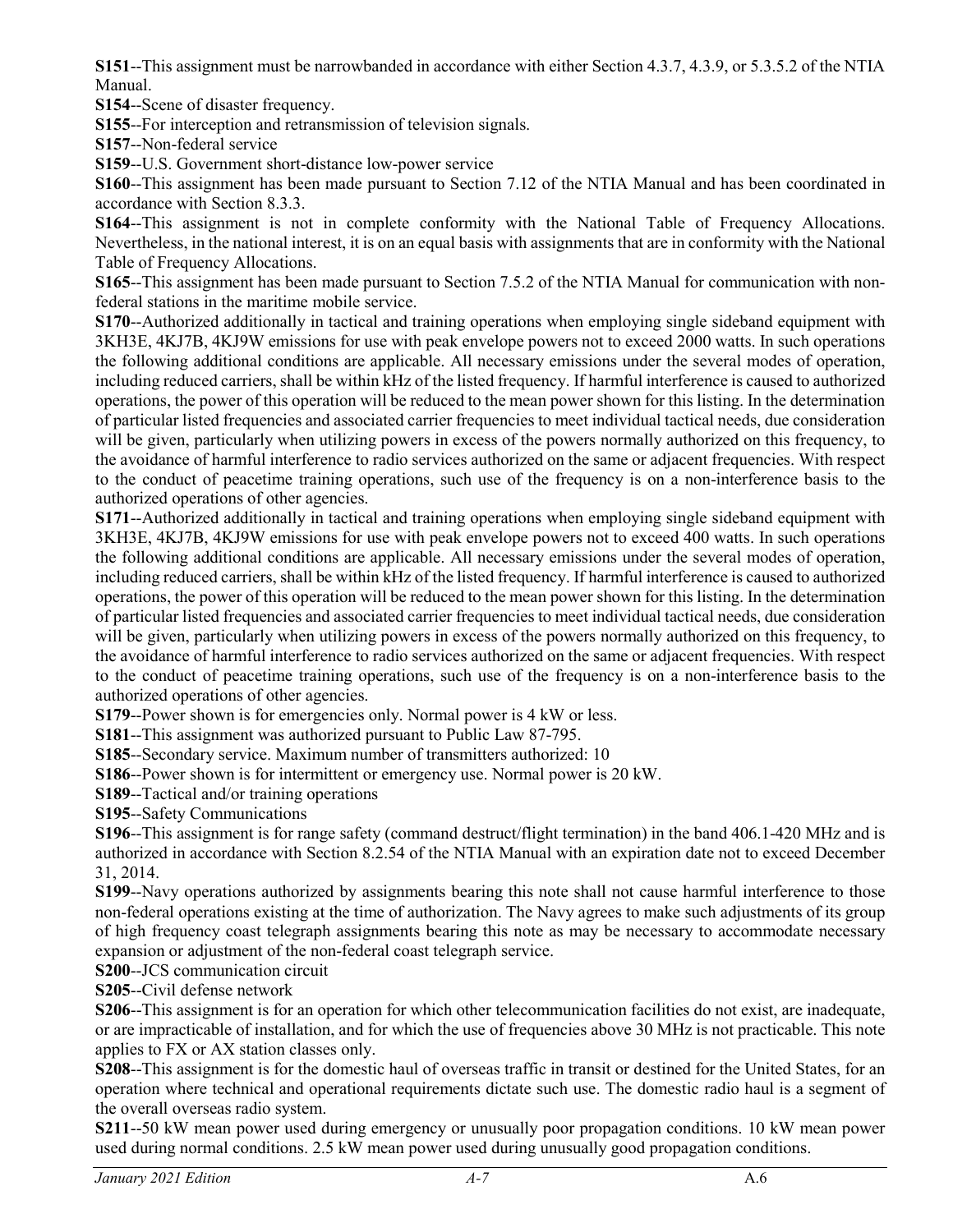**S151**--This assignment must be narrowbanded in accordance with either Section 4.3.7, 4.3.9, or 5.3.5.2 of the NTIA Manual.

**S154**--Scene of disaster frequency.

**S155**--For interception and retransmission of television signals.

**S157**--Non-federal service

**S159**--U.S. Government short-distance low-power service

**S160**--This assignment has been made pursuant to Section 7.12 of the NTIA Manual and has been coordinated in accordance with Section 8.3.3.

**S164**--This assignment is not in complete conformity with the National Table of Frequency Allocations. Nevertheless, in the national interest, it is on an equal basis with assignments that are in conformity with the National Table of Frequency Allocations.

**S165**--This assignment has been made pursuant to Section 7.5.2 of the NTIA Manual for communication with non-federal stations in the maritime mobile service.

**S170**--Authorized additionally in tactical and training operations when employing single sideband equipment with 3KH3E, 4KJ7B, 4KJ9W emissions for use with peak envelope powers not to exceed 2000 watts. In such operations the following additional conditions are applicable. All necessary emissions under the several modes of operation, including reduced carriers, shall be within kHz of the listed frequency. If harmful interference is caused to authorized operations, the power of this operation will be reduced to the mean power shown for this listing. In the determination of particular listed frequencies and associated carrier frequencies to meet individual tactical needs, due consideration will be given, particularly when utilizing powers in excess of the powers normally authorized on this frequency, to the avoidance of harmful interference to radio services authorized on the same or adjacent frequencies. With respect to the conduct of peacetime training operations, such use of the frequency is on a non-interference basis to the authorized operations of other agencies.

**S171**--Authorized additionally in tactical and training operations when employing single sideband equipment with 3KH3E, 4KJ7B, 4KJ9W emissions for use with peak envelope powers not to exceed 400 watts. In such operations the following additional conditions are applicable. All necessary emissions under the several modes of operation, including reduced carriers, shall be within kHz of the listed frequency. If harmful interference is caused to authorized operations, the power of this operation will be reduced to the mean power shown for this listing. In the determination of particular listed frequencies and associated carrier frequencies to meet individual tactical needs, due consideration will be given, particularly when utilizing powers in excess of the powers normally authorized on this frequency, to the avoidance of harmful interference to radio services authorized on the same or adjacent frequencies. With respect to the conduct of peacetime training operations, such use of the frequency is on a non-interference basis to the authorized operations of other agencies.

**S179**--Power shown is for emergencies only. Normal power is 4 kW or less.

**S181**--This assignment was authorized pursuant to Public Law 87-795.

**S185**--Secondary service. Maximum number of transmitters authorized: 10

**S186**--Power shown is for intermittent or emergency use. Normal power is 20 kW.

**S189**--Tactical and/or training operations

**S195**--Safety Communications

**S196**--This assignment is for range safety (command destruct/flight termination) in the band 406.1-420 MHz and is authorized in accordance with Section 8.2.54 of the NTIA Manual with an expiration date not to exceed December 31, 2014.

**S199**--Navy operations authorized by assignments bearing this note shall not cause harmful interference to those non-federal operations existing at the time of authorization. The Navy agrees to make such adjustments of its group of high frequency coast telegraph assignments bearing this note as may be necessary to accommodate necessary expansion or adjustment of the non-federal coast telegraph service.

**S200**--JCS communication circuit

**S205**--Civil defense network

**S206**--This assignment is for an operation for which other telecommunication facilities do not exist, are inadequate, or are impracticable of installation, and for which the use of frequencies above 30 MHz is not practicable. This note applies to FX or AX station classes only.

**S208**--This assignment is for the domestic haul of overseas traffic in transit or destined for the United States, for an operation where technical and operational requirements dictate such use. The domestic radio haul is a segment of the overall overseas radio system.

**S211**--50 kW mean power used during emergency or unusually poor propagation conditions. 10 kW mean power used during normal conditions. 2.5 kW mean power used during unusually good propagation conditions.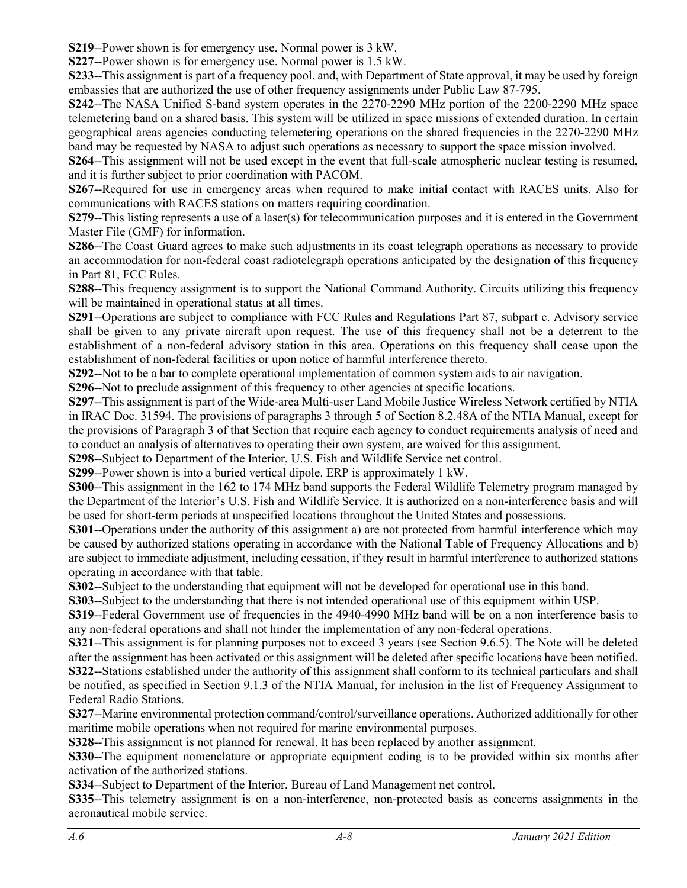**S219**--Power shown is for emergency use. Normal power is 3 kW.

**S227**--Power shown is for emergency use. Normal power is 1.5 kW.

**S233**--This assignment is part of a frequency pool, and, with Department of State approval, it may be used by foreign embassies that are authorized the use of other frequency assignments under Public Law 87-795.

**S242**--The NASA Unified S-band system operates in the 2270-2290 MHz portion of the 2200-2290 MHz space telemetering band on a shared basis. This system will be utilized in space missions of extended duration. In certain geographical areas agencies conducting telemetering operations on the shared frequencies in the 2270-2290 MHz band may be requested by NASA to adjust such operations as necessary to support the space mission involved.

**S264**--This assignment will not be used except in the event that full-scale atmospheric nuclear testing is resumed, and it is further subject to prior coordination with PACOM.

**S267**--Required for use in emergency areas when required to make initial contact with RACES units. Also for communications with RACES stations on matters requiring coordination.

**S279**--This listing represents a use of a laser(s) for telecommunication purposes and it is entered in the Government Master File (GMF) for information.

**S286**--The Coast Guard agrees to make such adjustments in its coast telegraph operations as necessary to provide an accommodation for non-federal coast radiotelegraph operations anticipated by the designation of this frequency in Part 81, FCC Rules.

**S288**--This frequency assignment is to support the National Command Authority. Circuits utilizing this frequency will be maintained in operational status at all times.

**S291**--Operations are subject to compliance with FCC Rules and Regulations Part 87, subpart c. Advisory service shall be given to any private aircraft upon request. The use of this frequency shall not be a deterrent to the establishment of a non-federal advisory station in this area. Operations on this frequency shall cease upon the establishment of non-federal facilities or upon notice of harmful interference thereto.

**S292**--Not to be a bar to complete operational implementation of common system aids to air navigation.

**S296**--Not to preclude assignment of this frequency to other agencies at specific locations.

**S297**--This assignment is part of the Wide-area Multi-user Land Mobile Justice Wireless Network certified by NTIA in IRAC Doc. 31594. The provisions of paragraphs 3 through 5 of Section 8.2.48A of the NTIA Manual, except for the provisions of Paragraph 3 of that Section that require each agency to conduct requirements analysis of need and to conduct an analysis of alternatives to operating their own system, are waived for this assignment.

**S298**--Subject to Department of the Interior, U.S. Fish and Wildlife Service net control.

**S299**--Power shown is into a buried vertical dipole. ERP is approximately 1 kW.

**S300**--This assignment in the 162 to 174 MHz band supports the Federal Wildlife Telemetry program managed by the Department of the Interior's U.S. Fish and Wildlife Service. It is authorized on a non-interference basis and will be used for short-term periods at unspecified locations throughout the United States and possessions.

**S301**--Operations under the authority of this assignment a) are not protected from harmful interference which may be caused by authorized stations operating in accordance with the National Table of Frequency Allocations and b) are subject to immediate adjustment, including cessation, if they result in harmful interference to authorized stations operating in accordance with that table.

**S302**--Subject to the understanding that equipment will not be developed for operational use in this band.

**S303**--Subject to the understanding that there is not intended operational use of this equipment within USP.

**S319**--Federal Government use of frequencies in the 4940-4990 MHz band will be on a non interference basis to any non-federal operations and shall not hinder the implementation of any non-federal operations.

**S321**--This assignment is for planning purposes not to exceed 3 years (see Section 9.6.5). The Note will be deleted after the assignment has been activated or this assignment will be deleted after specific locations have been notified.

**S322**--Stations established under the authority of this assignment shall conform to its technical particulars and shall be notified, as specified in Section 9.1.3 of the NTIA Manual, for inclusion in the list of Frequency Assignment to Federal Radio Stations.

**S327**--Marine environmental protection command/control/surveillance operations. Authorized additionally for other maritime mobile operations when not required for marine environmental purposes.

**S328**--This assignment is not planned for renewal. It has been replaced by another assignment.

**S330**--The equipment nomenclature or appropriate equipment coding is to be provided within six months after activation of the authorized stations.

**S334**--Subject to Department of the Interior, Bureau of Land Management net control.

**S335**--This telemetry assignment is on a non-interference, non-protected basis as concerns assignments in the aeronautical mobile service.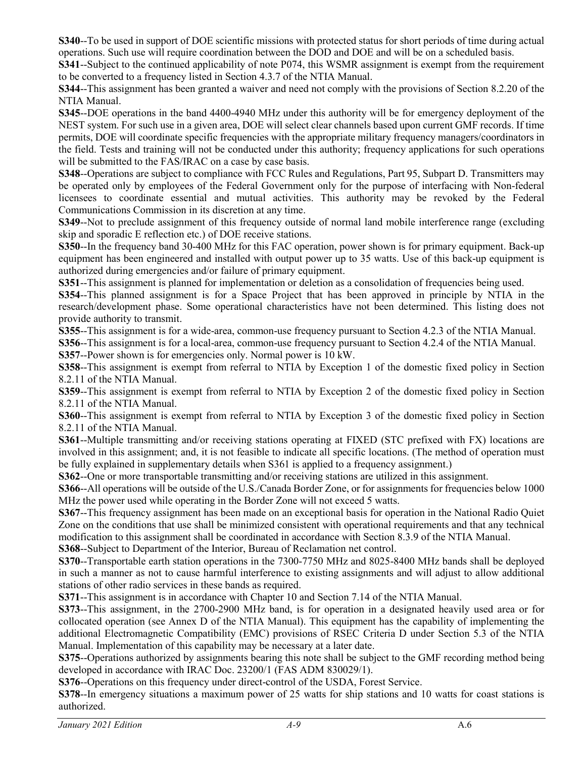**S340**--To be used in support of DOE scientific missions with protected status for short periods of time during actual operations. Such use will require coordination between the DOD and DOE and will be on a scheduled basis.

**S341**--Subject to the continued applicability of note P074, this WSMR assignment is exempt from the requirement to be converted to a frequency listed in Section 4.3.7 of the NTIA Manual.

**S344**--This assignment has been granted a waiver and need not comply with the provisions of Section 8.2.20 of the NTIA Manual.

**S345**--DOE operations in the band 4400-4940 MHz under this authority will be for emergency deployment of the NEST system. For such use in a given area, DOE will select clear channels based upon current GMF records. If time permits, DOE will coordinate specific frequencies with the appropriate military frequency managers/coordinators in the field. Tests and training will not be conducted under this authority; frequency applications for such operations will be submitted to the FAS/IRAC on a case by case basis.

**S348**--Operations are subject to compliance with FCC Rules and Regulations, Part 95, Subpart D. Transmitters may be operated only by employees of the Federal Government only for the purpose of interfacing with Non-federal licensees to coordinate essential and mutual activities. This authority may be revoked by the Federal Communications Commission in its discretion at any time.

**S349**--Not to preclude assignment of this frequency outside of normal land mobile interference range (excluding skip and sporadic E reflection etc.) of DOE receive stations.

**S350**--In the frequency band 30-400 MHz for this FAC operation, power shown is for primary equipment. Back-up equipment has been engineered and installed with output power up to 35 watts. Use of this back-up equipment is authorized during emergencies and/or failure of primary equipment.

**S351**--This assignment is planned for implementation or deletion as a consolidation of frequencies being used.

**S354**--This planned assignment is for a Space Project that has been approved in principle by NTIA in the research/development phase. Some operational characteristics have not been determined. This listing does not provide authority to transmit.

**S355**--This assignment is for a wide-area, common-use frequency pursuant to Section 4.2.3 of the NTIA Manual.

**S356**--This assignment is for a local-area, common-use frequency pursuant to Section 4.2.4 of the NTIA Manual.

**S357**--Power shown is for emergencies only. Normal power is 10 kW.

**S358**--This assignment is exempt from referral to NTIA by Exception 1 of the domestic fixed policy in Section 8.2.11 of the NTIA Manual.

**S359**--This assignment is exempt from referral to NTIA by Exception 2 of the domestic fixed policy in Section 8.2.11 of the NTIA Manual.

**S360**--This assignment is exempt from referral to NTIA by Exception 3 of the domestic fixed policy in Section 8.2.11 of the NTIA Manual.

**S361**--Multiple transmitting and/or receiving stations operating at FIXED (STC prefixed with FX) locations are involved in this assignment; and, it is not feasible to indicate all specific locations. (The method of operation must be fully explained in supplementary details when S361 is applied to a frequency assignment.)

**S362**--One or more transportable transmitting and/or receiving stations are utilized in this assignment.

**S366**--All operations will be outside of the U.S./Canada Border Zone, or for assignments for frequencies below 1000 MHz the power used while operating in the Border Zone will not exceed 5 watts.

**S367**--This frequency assignment has been made on an exceptional basis for operation in the National Radio Quiet Zone on the conditions that use shall be minimized consistent with operational requirements and that any technical modification to this assignment shall be coordinated in accordance with Section 8.3.9 of the NTIA Manual.

**S368**--Subject to Department of the Interior, Bureau of Reclamation net control.

**S370**--Transportable earth station operations in the 7300-7750 MHz and 8025-8400 MHz bands shall be deployed in such a manner as not to cause harmful interference to existing assignments and will adjust to allow additional stations of other radio services in these bands as required.

**S371**--This assignment is in accordance with Chapter 10 and Section 7.14 of the NTIA Manual.

**S373**--This assignment, in the 2700-2900 MHz band, is for operation in a designated heavily used area or for collocated operation (see Annex D of the NTIA Manual). This equipment has the capability of implementing the additional Electromagnetic Compatibility (EMC) provisions of RSEC Criteria D under Section 5.3 of the NTIA Manual. Implementation of this capability may be necessary at a later date.

**S375**--Operations authorized by assignments bearing this note shall be subject to the GMF recording method being developed in accordance with IRAC Doc. 23200/1 (FAS ADM 830029/1).

**S376**--Operations on this frequency under direct-control of the USDA, Forest Service.

**S378**--In emergency situations a maximum power of 25 watts for ship stations and 10 watts for coast stations is authorized.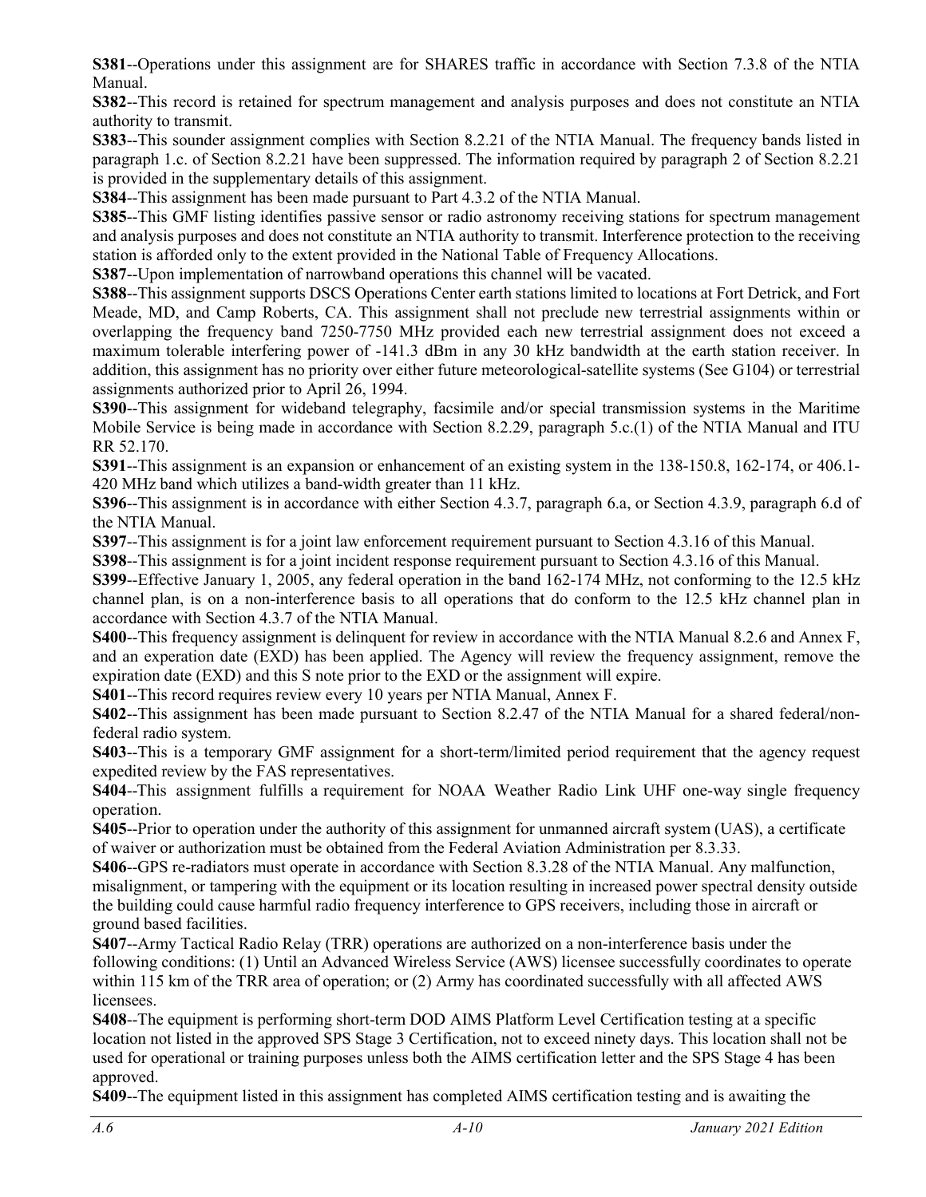**S381**--Operations under this assignment are for SHARES traffic in accordance with Section 7.3.8 of the NTIA Manual.

**S382**--This record is retained for spectrum management and analysis purposes and does not constitute an NTIA authority to transmit.

**S383**--This sounder assignment complies with Section 8.2.21 of the NTIA Manual. The frequency bands listed in paragraph 1.c. of Section 8.2.21 have been suppressed. The information required by paragraph 2 of Section 8.2.21 is provided in the supplementary details of this assignment.

**S384**--This assignment has been made pursuant to Part 4.3.2 of the NTIA Manual.

**S385**--This GMF listing identifies passive sensor or radio astronomy receiving stations for spectrum management and analysis purposes and does not constitute an NTIA authority to transmit. Interference protection to the receiving station is afforded only to the extent provided in the National Table of Frequency Allocations.

**S387**--Upon implementation of narrowband operations this channel will be vacated.

**S388**--This assignment supports DSCS Operations Center earth stations limited to locations at Fort Detrick, and Fort Meade, MD, and Camp Roberts, CA. This assignment shall not preclude new terrestrial assignments within or overlapping the frequency band 7250-7750 MHz provided each new terrestrial assignment does not exceed a maximum tolerable interfering power of -141.3 dBm in any 30 kHz bandwidth at the earth station receiver. In addition, this assignment has no priority over either future meteorological-satellite systems (See G104) or terrestrial assignments authorized prior to April 26, 1994.

**S390**--This assignment for wideband telegraphy, facsimile and/or special transmission systems in the Maritime Mobile Service is being made in accordance with Section 8.2.29, paragraph 5.c.(1) of the NTIA Manual and ITU RR 52.170.

**S391**--This assignment is an expansion or enhancement of an existing system in the 138-150.8, 162-174, or 406.1-420 MHz band which utilizes a band-width greater than 11 kHz.

**S396**--This assignment is in accordance with either Section 4.3.7, paragraph 6.a, or Section 4.3.9, paragraph 6.d of the NTIA Manual.

**S397**--This assignment is for a joint law enforcement requirement pursuant to Section 4.3.16 of this Manual.

**S398**--This assignment is for a joint incident response requirement pursuant to Section 4.3.16 of this Manual.

**S399**--Effective January 1, 2005, any federal operation in the band 162-174 MHz, not conforming to the 12.5 kHz channel plan, is on a non-interference basis to all operations that do conform to the 12.5 kHz channel plan in accordance with Section 4.3.7 of the NTIA Manual.

**S400**--This frequency assignment is delinquent for review in accordance with the NTIA Manual 8.2.6 and Annex F, and an experation date (EXD) has been applied. The Agency will review the frequency assignment, remove the expiration date (EXD) and this S note prior to the EXD or the assignment will expire.

**S401**--This record requires review every 10 years per NTIA Manual, Annex F.

**S402**--This assignment has been made pursuant to Section 8.2.47 of the NTIA Manual for a shared federal/non-federal radio system.

**S403**--This is a temporary GMF assignment for a short-term/limited period requirement that the agency request expedited review by the FAS representatives.

**S404**--This assignment fulfills a requirement for NOAA Weather Radio Link UHF one-way single frequency operation.

**S405**--Prior to operation under the authority of this assignment for unmanned aircraft system (UAS), a certificate of waiver or authorization must be obtained from the Federal Aviation Administration per 8.3.33.

**S406**--GPS re-radiators must operate in accordance with Section 8.3.28 of the NTIA Manual. Any malfunction, misalignment, or tampering with the equipment or its location resulting in increased power spectral density outside the building could cause harmful radio frequency interference to GPS receivers, including those in aircraft or ground based facilities.

**S407**--Army Tactical Radio Relay (TRR) operations are authorized on a non-interference basis under the following conditions: (1) Until an Advanced Wireless Service (AWS) licensee successfully coordinates to operate within 115 km of the TRR area of operation; or (2) Army has coordinated successfully with all affected AWS licensees.

**S408**--The equipment is performing short-term DOD AIMS Platform Level Certification testing at a specific location not listed in the approved SPS Stage 3 Certification, not to exceed ninety days. This location shall not be used for operational or training purposes unless both the AIMS certification letter and the SPS Stage 4 has been approved.

**S409**--The equipment listed in this assignment has completed AIMS certification testing and is awaiting the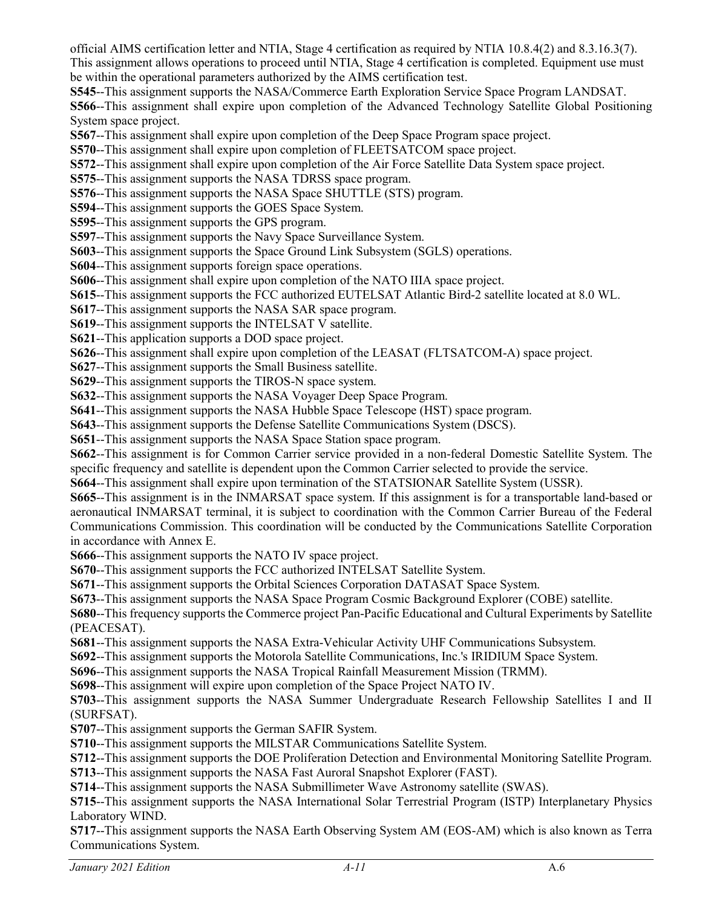official AIMS certification letter and NTIA, Stage 4 certification as required by NTIA 10.8.4(2) and 8.3.16.3(7). This assignment allows operations to proceed until NTIA, Stage 4 certification is completed. Equipment use must be within the operational parameters authorized by the AIMS certification test.

**S545**--This assignment supports the NASA/Commerce Earth Exploration Service Space Program LANDSAT.

**S566**--This assignment shall expire upon completion of the Advanced Technology Satellite Global Positioning System space project.

**S567**--This assignment shall expire upon completion of the Deep Space Program space project.

**S570**--This assignment shall expire upon completion of FLEETSATCOM space project.

**S572**--This assignment shall expire upon completion of the Air Force Satellite Data System space project.

**S575**--This assignment supports the NASA TDRSS space program.

**S576**--This assignment supports the NASA Space SHUTTLE (STS) program.

**S594**--This assignment supports the GOES Space System.

**S595**--This assignment supports the GPS program.

**S597**--This assignment supports the Navy Space Surveillance System.

**S603**--This assignment supports the Space Ground Link Subsystem (SGLS) operations.

**S604**--This assignment supports foreign space operations.

**S606**--This assignment shall expire upon completion of the NATO IIIA space project.

**S615**--This assignment supports the FCC authorized EUTELSAT Atlantic Bird-2 satellite located at 8.0 WL.

**S617**--This assignment supports the NASA SAR space program.

**S619**--This assignment supports the INTELSAT V satellite.

**S621**--This application supports a DOD space project.

**S626**--This assignment shall expire upon completion of the LEASAT (FLTSATCOM-A) space project.

**S627**--This assignment supports the Small Business satellite.

**S629**--This assignment supports the TIROS-N space system.

**S632**--This assignment supports the NASA Voyager Deep Space Program.

**S641**--This assignment supports the NASA Hubble Space Telescope (HST) space program.

**S643**--This assignment supports the Defense Satellite Communications System (DSCS).

**S651**--This assignment supports the NASA Space Station space program.

**S662**--This assignment is for Common Carrier service provided in a non-federal Domestic Satellite System. The specific frequency and satellite is dependent upon the Common Carrier selected to provide the service.

**S664**--This assignment shall expire upon termination of the STATSIONAR Satellite System (USSR).

**S665**--This assignment is in the INMARSAT space system. If this assignment is for a transportable land-based or aeronautical INMARSAT terminal, it is subject to coordination with the Common Carrier Bureau of the Federal Communications Commission. This coordination will be conducted by the Communications Satellite Corporation in accordance with Annex E.

**S666**--This assignment supports the NATO IV space project.

**S670**--This assignment supports the FCC authorized INTELSAT Satellite System.

**S671**--This assignment supports the Orbital Sciences Corporation DATASAT Space System.

**S673**--This assignment supports the NASA Space Program Cosmic Background Explorer (COBE) satellite.

**S680**--This frequency supports the Commerce project Pan-Pacific Educational and Cultural Experiments by Satellite (PEACESAT).

**S681**--This assignment supports the NASA Extra-Vehicular Activity UHF Communications Subsystem.

**S692**--This assignment supports the Motorola Satellite Communications, Inc.'s IRIDIUM Space System.

**S696**--This assignment supports the NASA Tropical Rainfall Measurement Mission (TRMM).

**S698**--This assignment will expire upon completion of the Space Project NATO IV.

**S703**--This assignment supports the NASA Summer Undergraduate Research Fellowship Satellites I and II (SURFSAT).

**S707**--This assignment supports the German SAFIR System.

**S710**--This assignment supports the MILSTAR Communications Satellite System.

**S712**--This assignment supports the DOE Proliferation Detection and Environmental Monitoring Satellite Program.

**S713**--This assignment supports the NASA Fast Auroral Snapshot Explorer (FAST).

**S714**--This assignment supports the NASA Submillimeter Wave Astronomy satellite (SWAS).

**S715**--This assignment supports the NASA International Solar Terrestrial Program (ISTP) Interplanetary Physics Laboratory WIND.

**S717**--This assignment supports the NASA Earth Observing System AM (EOS-AM) which is also known as Terra Communications System.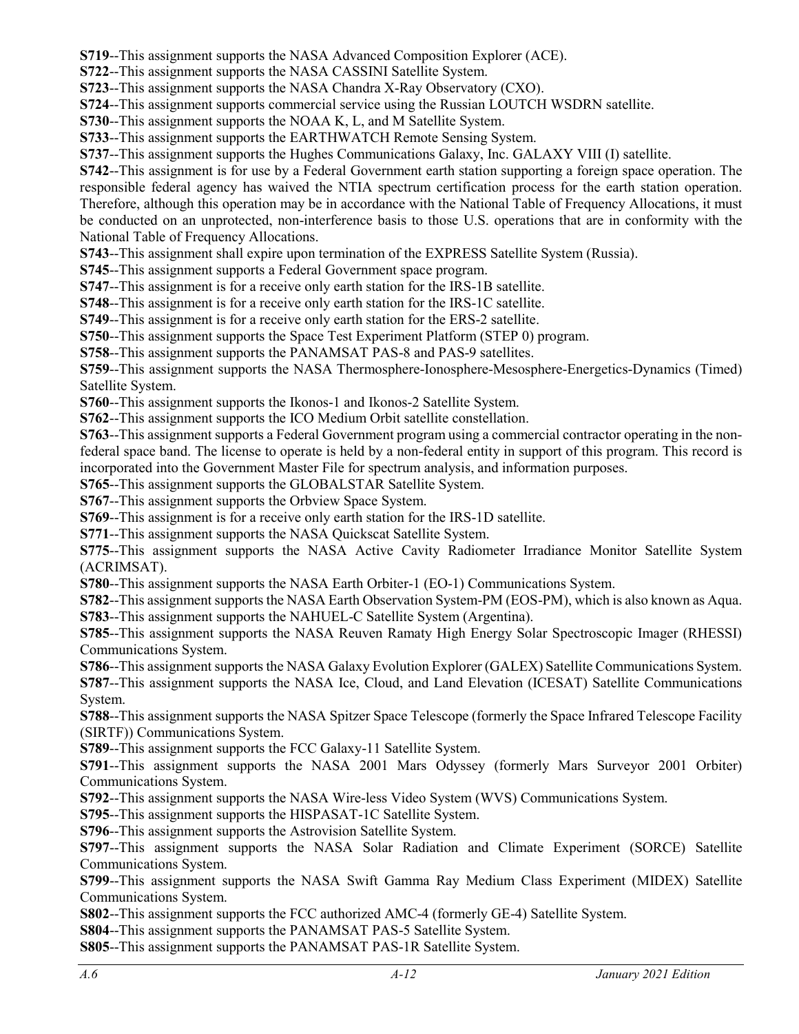**S719**--This assignment supports the NASA Advanced Composition Explorer (ACE).

**S722**--This assignment supports the NASA CASSINI Satellite System.

**S723**--This assignment supports the NASA Chandra X-Ray Observatory (CXO).

**S724**--This assignment supports commercial service using the Russian LOUTCH WSDRN satellite.

**S730**--This assignment supports the NOAA K, L, and M Satellite System.

**S733**--This assignment supports the EARTHWATCH Remote Sensing System.

**S737**--This assignment supports the Hughes Communications Galaxy, Inc. GALAXY VIII (I) satellite.

**S742**--This assignment is for use by a Federal Government earth station supporting a foreign space operation. The responsible federal agency has waived the NTIA spectrum certification process for the earth station operation. Therefore, although this operation may be in accordance with the National Table of Frequency Allocations, it must be conducted on an unprotected, non-interference basis to those U.S. operations that are in conformity with the National Table of Frequency Allocations.

**S743**--This assignment shall expire upon termination of the EXPRESS Satellite System (Russia).

**S745**--This assignment supports a Federal Government space program.

**S747**--This assignment is for a receive only earth station for the IRS-1B satellite.

**S748**--This assignment is for a receive only earth station for the IRS-1C satellite.

**S749**--This assignment is for a receive only earth station for the ERS-2 satellite.

**S750**--This assignment supports the Space Test Experiment Platform (STEP 0) program.

**S758**--This assignment supports the PANAMSAT PAS-8 and PAS-9 satellites.

**S759**--This assignment supports the NASA Thermosphere-Ionosphere-Mesosphere-Energetics-Dynamics (Timed) Satellite System.

**S760**--This assignment supports the Ikonos-1 and Ikonos-2 Satellite System.

**S762**--This assignment supports the ICO Medium Orbit satellite constellation.

**S763**--This assignment supports a Federal Government program using a commercial contractor operating in the non-federal space band. The license to operate is held by a non-federal entity in support of this program. This record is incorporated into the Government Master File for spectrum analysis, and information purposes.

**S765**--This assignment supports the GLOBALSTAR Satellite System.

**S767**--This assignment supports the Orbview Space System.

**S769**--This assignment is for a receive only earth station for the IRS-1D satellite.

**S771**--This assignment supports the NASA Quickscat Satellite System.

**S775**--This assignment supports the NASA Active Cavity Radiometer Irradiance Monitor Satellite System (ACRIMSAT).

**S780**--This assignment supports the NASA Earth Orbiter-1 (EO-1) Communications System.

**S782**--This assignment supports the NASA Earth Observation System-PM (EOS-PM), which is also known as Aqua.

**S783**--This assignment supports the NAHUEL-C Satellite System (Argentina).

**S785**--This assignment supports the NASA Reuven Ramaty High Energy Solar Spectroscopic Imager (RHESSI) Communications System.

**S786**--This assignment supports the NASA Galaxy Evolution Explorer (GALEX) Satellite Communications System.

**S787**--This assignment supports the NASA Ice, Cloud, and Land Elevation (ICESAT) Satellite Communications System.

**S788**--This assignment supports the NASA Spitzer Space Telescope (formerly the Space Infrared Telescope Facility (SIRTF)) Communications System.

**S789**--This assignment supports the FCC Galaxy-11 Satellite System.

**S791**--This assignment supports the NASA 2001 Mars Odyssey (formerly Mars Surveyor 2001 Orbiter) Communications System.

**S792**--This assignment supports the NASA Wire-less Video System (WVS) Communications System.

**S795**--This assignment supports the HISPASAT-1C Satellite System.

**S796**--This assignment supports the Astrovision Satellite System.

**S797**--This assignment supports the NASA Solar Radiation and Climate Experiment (SORCE) Satellite Communications System.

**S799**--This assignment supports the NASA Swift Gamma Ray Medium Class Experiment (MIDEX) Satellite Communications System.

**S802**--This assignment supports the FCC authorized AMC-4 (formerly GE-4) Satellite System.

**S804**--This assignment supports the PANAMSAT PAS-5 Satellite System.

**S805**--This assignment supports the PANAMSAT PAS-1R Satellite System.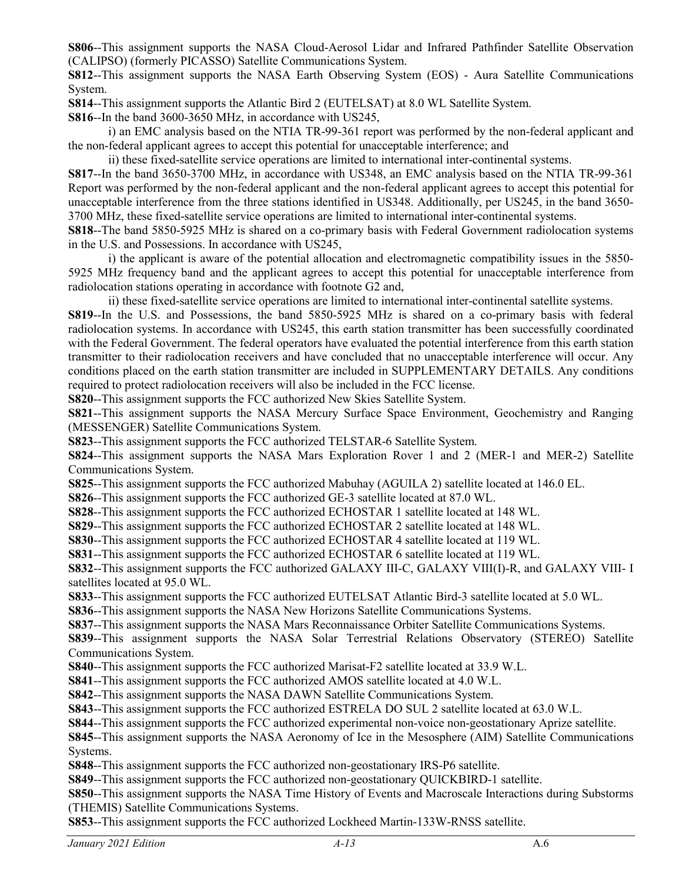**S806**--This assignment supports the NASA Cloud-Aerosol Lidar and Infrared Pathfinder Satellite Observation (CALIPSO) (formerly PICASSO) Satellite Communications System.

**S812**--This assignment supports the NASA Earth Observing System (EOS) - Aura Satellite Communications System.

**S814**--This assignment supports the Atlantic Bird 2 (EUTELSAT) at 8.0 WL Satellite System.

**S816**--In the band 3600-3650 MHz, in accordance with US245,

i) an EMC analysis based on the NTIA TR-99-361 report was performed by the non-federal applicant and the non-federal applicant agrees to accept this potential for unacceptable interference; and

ii) these fixed-satellite service operations are limited to international inter-continental systems.

**S817**--In the band 3650-3700 MHz, in accordance with US348, an EMC analysis based on the NTIA TR-99-361 Report was performed by the non-federal applicant and the non-federal applicant agrees to accept this potential for unacceptable interference from the three stations identified in US348. Additionally, per US245, in the band 3650-3700 MHz, these fixed-satellite service operations are limited to international inter-continental systems.

**S818**--The band 5850-5925 MHz is shared on a co-primary basis with Federal Government radiolocation systems in the U.S. and Possessions. In accordance with US245,

i) the applicant is aware of the potential allocation and electromagnetic compatibility issues in the 5850-5925 MHz frequency band and the applicant agrees to accept this potential for unacceptable interference from radiolocation stations operating in accordance with footnote G2 and,

ii) these fixed-satellite service operations are limited to international inter-continental satellite systems.

**S819**--In the U.S. and Possessions, the band 5850-5925 MHz is shared on a co-primary basis with federal radiolocation systems. In accordance with US245, this earth station transmitter has been successfully coordinated with the Federal Government. The federal operators have evaluated the potential interference from this earth station transmitter to their radiolocation receivers and have concluded that no unacceptable interference will occur. Any conditions placed on the earth station transmitter are included in SUPPLEMENTARY DETAILS. Any conditions required to protect radiolocation receivers will also be included in the FCC license.

**S820**--This assignment supports the FCC authorized New Skies Satellite System.

**S821**--This assignment supports the NASA Mercury Surface Space Environment, Geochemistry and Ranging (MESSENGER) Satellite Communications System.

**S823**--This assignment supports the FCC authorized TELSTAR-6 Satellite System.

**S824**--This assignment supports the NASA Mars Exploration Rover 1 and 2 (MER-1 and MER-2) Satellite Communications System.

**S825**--This assignment supports the FCC authorized Mabuhay (AGUILA 2) satellite located at 146.0 EL.

**S826**--This assignment supports the FCC authorized GE-3 satellite located at 87.0 WL.

**S828**--This assignment supports the FCC authorized ECHOSTAR 1 satellite located at 148 WL.

**S829**--This assignment supports the FCC authorized ECHOSTAR 2 satellite located at 148 WL.

**S830**--This assignment supports the FCC authorized ECHOSTAR 4 satellite located at 119 WL.

**S831**--This assignment supports the FCC authorized ECHOSTAR 6 satellite located at 119 WL.

**S832**--This assignment supports the FCC authorized GALAXY III-C, GALAXY VIII(I)-R, and GALAXY VIII- I satellites located at 95.0 WL.

**S833**--This assignment supports the FCC authorized EUTELSAT Atlantic Bird-3 satellite located at 5.0 WL.

**S836**--This assignment supports the NASA New Horizons Satellite Communications Systems.

**S837**--This assignment supports the NASA Mars Reconnaissance Orbiter Satellite Communications Systems.

**S839**--This assignment supports the NASA Solar Terrestrial Relations Observatory (STEREO) Satellite Communications System.

**S840**--This assignment supports the FCC authorized Marisat-F2 satellite located at 33.9 W.L.

**S841**--This assignment supports the FCC authorized AMOS satellite located at 4.0 W.L.

**S842**--This assignment supports the NASA DAWN Satellite Communications System.

**S843**--This assignment supports the FCC authorized ESTRELA DO SUL 2 satellite located at 63.0 W.L.

**S844**--This assignment supports the FCC authorized experimental non-voice non-geostationary Aprize satellite.

**S845**--This assignment supports the NASA Aeronomy of Ice in the Mesosphere (AIM) Satellite Communications Systems.

**S848**--This assignment supports the FCC authorized non-geostationary IRS-P6 satellite.

**S849**--This assignment supports the FCC authorized non-geostationary QUICKBIRD-1 satellite.

**S850**--This assignment supports the NASA Time History of Events and Macroscale Interactions during Substorms (THEMIS) Satellite Communications Systems.

**S853**--This assignment supports the FCC authorized Lockheed Martin-133W-RNSS satellite.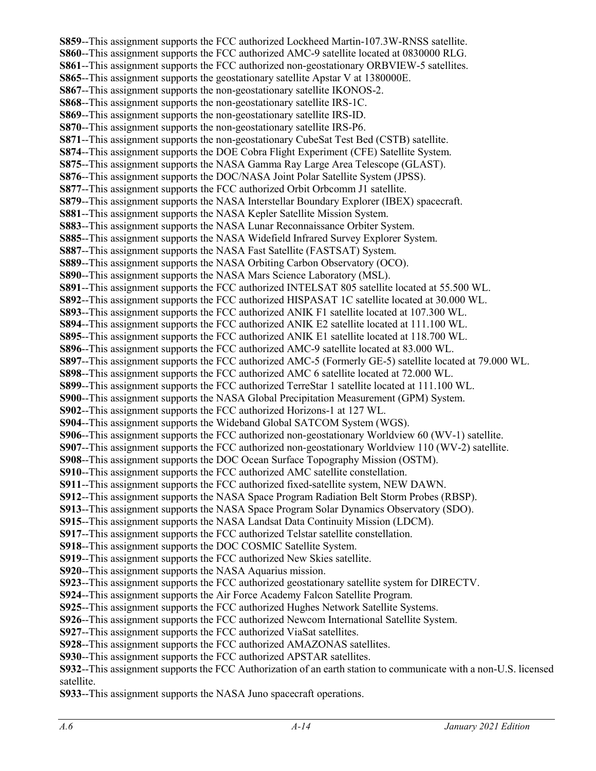**S859**--This assignment supports the FCC authorized Lockheed Martin-107.3W-RNSS satellite.
**S860**--This assignment supports the FCC authorized AMC-9 satellite located at 0830000 RLG.
**S861**--This assignment supports the FCC authorized non-geostationary ORBVIEW-5 satellites.
**S865**--This assignment supports the geostationary satellite Apstar V at 1380000E.
**S867**--This assignment supports the non-geostationary satellite IKONOS-2.
**S868**--This assignment supports the non-geostationary satellite IRS-1C.
**S869**--This assignment supports the non-geostationary satellite IRS-ID.
**S870**--This assignment supports the non-geostationary satellite IRS-P6.
**S871**--This assignment supports the non-geostationary CubeSat Test Bed (CSTB) satellite.
**S874**--This assignment supports the DOE Cobra Flight Experiment (CFE) Satellite System.
**S875**--This assignment supports the NASA Gamma Ray Large Area Telescope (GLAST).
**S876**--This assignment supports the DOC/NASA Joint Polar Satellite System (JPSS).
**S877**--This assignment supports the FCC authorized Orbit Orbcomm J1 satellite.
**S879**--This assignment supports the NASA Interstellar Boundary Explorer (IBEX) spacecraft.
**S881**--This assignment supports the NASA Kepler Satellite Mission System.
**S883**--This assignment supports the NASA Lunar Reconnaissance Orbiter System.
**S885**--This assignment supports the NASA Widefield Infrared Survey Explorer System.
**S887**--This assignment supports the NASA Fast Satellite (FASTSAT) System.
**S889**--This assignment supports the NASA Orbiting Carbon Observatory (OCO).
**S890**--This assignment supports the NASA Mars Science Laboratory (MSL).
**S891**--This assignment supports the FCC authorized INTELSAT 805 satellite located at 55.500 WL.
**S892**--This assignment supports the FCC authorized HISPASAT 1C satellite located at 30.000 WL.
**S893**--This assignment supports the FCC authorized ANIK F1 satellite located at 107.300 WL.
**S894**--This assignment supports the FCC authorized ANIK E2 satellite located at 111.100 WL.
**S895**--This assignment supports the FCC authorized ANIK E1 satellite located at 118.700 WL.
**S896**--This assignment supports the FCC authorized AMC-9 satellite located at 83.000 WL.
**S897**--This assignment supports the FCC authorized AMC-5 (Formerly GE-5) satellite located at 79.000 WL.
**S898**--This assignment supports the FCC authorized AMC 6 satellite located at 72.000 WL.
**S899**--This assignment supports the FCC authorized TerreStar 1 satellite located at 111.100 WL.
**S900**--This assignment supports the NASA Global Precipitation Measurement (GPM) System.
**S902**--This assignment supports the FCC authorized Horizons-1 at 127 WL.
**S904**--This assignment supports the Wideband Global SATCOM System (WGS).
**S906**--This assignment supports the FCC authorized non-geostationary Worldview 60 (WV-1) satellite.
**S907**--This assignment supports the FCC authorized non-geostationary Worldview 110 (WV-2) satellite.
**S908**--This assignment supports the DOC Ocean Surface Topography Mission (OSTM).
**S910**--This assignment supports the FCC authorized AMC satellite constellation.
**S911**--This assignment supports the FCC authorized fixed-satellite system, NEW DAWN.
**S912**--This assignment supports the NASA Space Program Radiation Belt Storm Probes (RBSP).
**S913**--This assignment supports the NASA Space Program Solar Dynamics Observatory (SDO).
**S915**--This assignment supports the NASA Landsat Data Continuity Mission (LDCM).
**S917**--This assignment supports the FCC authorized Telstar satellite constellation.
**S918**--This assignment supports the DOC COSMIC Satellite System.
**S919**--This assignment supports the FCC authorized New Skies satellite.
**S920**--This assignment supports the NASA Aquarius mission.
**S923**--This assignment supports the FCC authorized geostationary satellite system for DIRECTV.
**S924**--This assignment supports the Air Force Academy Falcon Satellite Program.
**S925**--This assignment supports the FCC authorized Hughes Network Satellite Systems.
**S926**--This assignment supports the FCC authorized Newcom International Satellite System.
**S927**--This assignment supports the FCC authorized ViaSat satellites.
**S928**--This assignment supports the FCC authorized AMAZONAS satellites.
**S930**--This assignment supports the FCC authorized APSTAR satellites.
**S932**--This assignment supports the FCC Authorization of an earth station to communicate with a non-U.S. licensed satellite.
**S933**--This assignment supports the NASA Juno spacecraft operations.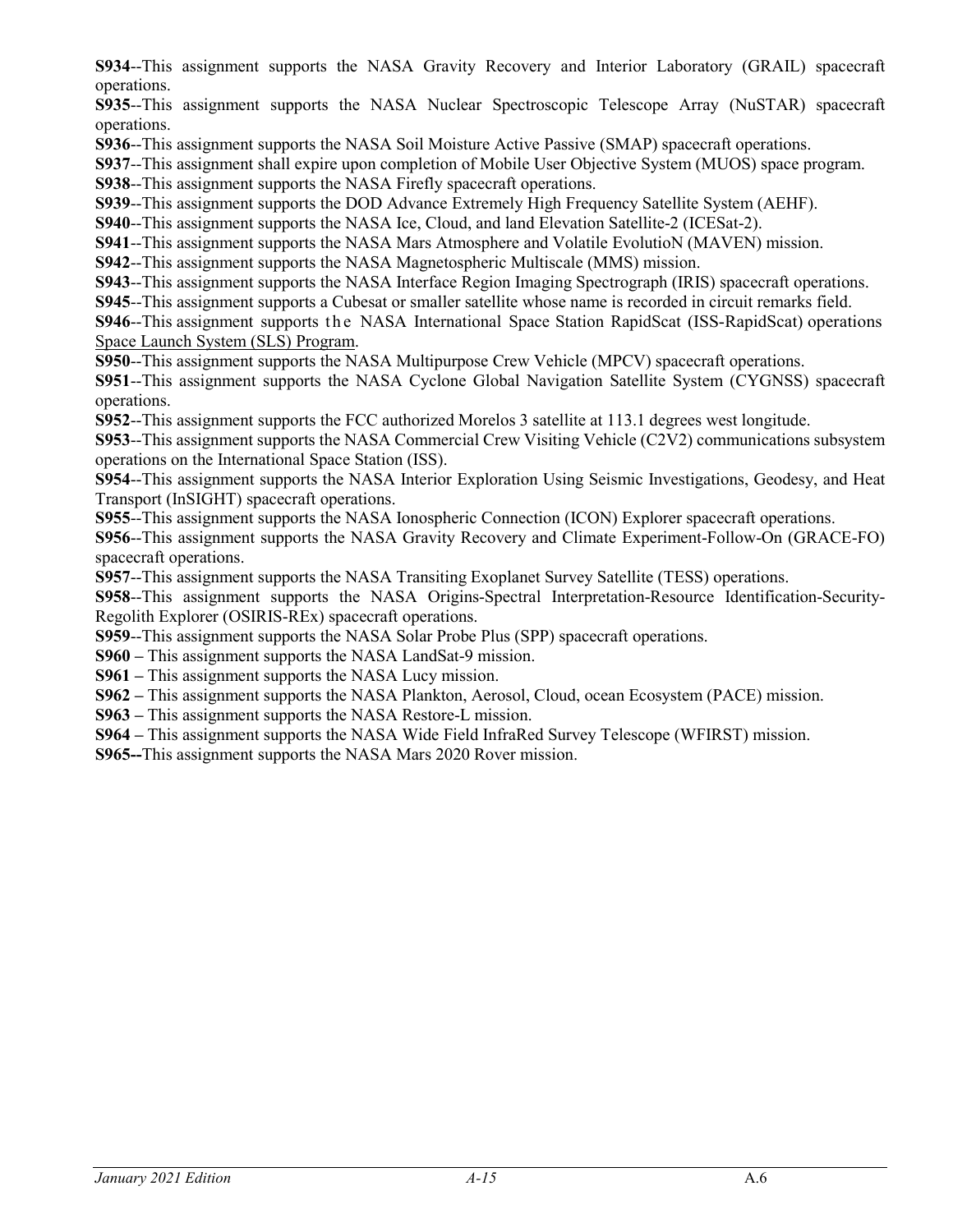**S934**--This assignment supports the NASA Gravity Recovery and Interior Laboratory (GRAIL) spacecraft operations.

**S935**--This assignment supports the NASA Nuclear Spectroscopic Telescope Array (NuSTAR) spacecraft operations.

**S936**--This assignment supports the NASA Soil Moisture Active Passive (SMAP) spacecraft operations.

**S937**--This assignment shall expire upon completion of Mobile User Objective System (MUOS) space program.

**S938**--This assignment supports the NASA Firefly spacecraft operations.

**S939**--This assignment supports the DOD Advance Extremely High Frequency Satellite System (AEHF).

**S940**--This assignment supports the NASA Ice, Cloud, and land Elevation Satellite-2 (ICESat-2).

**S941**--This assignment supports the NASA Mars Atmosphere and Volatile EvolutioN (MAVEN) mission.

**S942**--This assignment supports the NASA Magnetospheric Multiscale (MMS) mission.

**S943**--This assignment supports the NASA Interface Region Imaging Spectrograph (IRIS) spacecraft operations.

**S945**--This assignment supports a Cubesat or smaller satellite whose name is recorded in circuit remarks field.

**S946**--This assignment supports the NASA International Space Station RapidScat (ISS-RapidScat) operations Space Launch System (SLS) Program.

**S950**--This assignment supports the NASA Multipurpose Crew Vehicle (MPCV) spacecraft operations.

**S951**--This assignment supports the NASA Cyclone Global Navigation Satellite System (CYGNSS) spacecraft operations.

**S952**--This assignment supports the FCC authorized Morelos 3 satellite at 113.1 degrees west longitude.

**S953**--This assignment supports the NASA Commercial Crew Visiting Vehicle (C2V2) communications subsystem operations on the International Space Station (ISS).

**S954**--This assignment supports the NASA Interior Exploration Using Seismic Investigations, Geodesy, and Heat Transport (InSIGHT) spacecraft operations.

**S955**--This assignment supports the NASA Ionospheric Connection (ICON) Explorer spacecraft operations.

**S956**--This assignment supports the NASA Gravity Recovery and Climate Experiment-Follow-On (GRACE-FO) spacecraft operations.

**S957**--This assignment supports the NASA Transiting Exoplanet Survey Satellite (TESS) operations.

**S958**--This assignment supports the NASA Origins-Spectral Interpretation-Resource Identification-Security-Regolith Explorer (OSIRIS-REx) spacecraft operations.

**S959**--This assignment supports the NASA Solar Probe Plus (SPP) spacecraft operations.

**S960 –** This assignment supports the NASA LandSat-9 mission.

**S961 –** This assignment supports the NASA Lucy mission.

**S962 –** This assignment supports the NASA Plankton, Aerosol, Cloud, ocean Ecosystem (PACE) mission.

**S963 –** This assignment supports the NASA Restore-L mission.

**S964 –** This assignment supports the NASA Wide Field InfraRed Survey Telescope (WFIRST) mission.

**S965--**This assignment supports the NASA Mars 2020 Rover mission.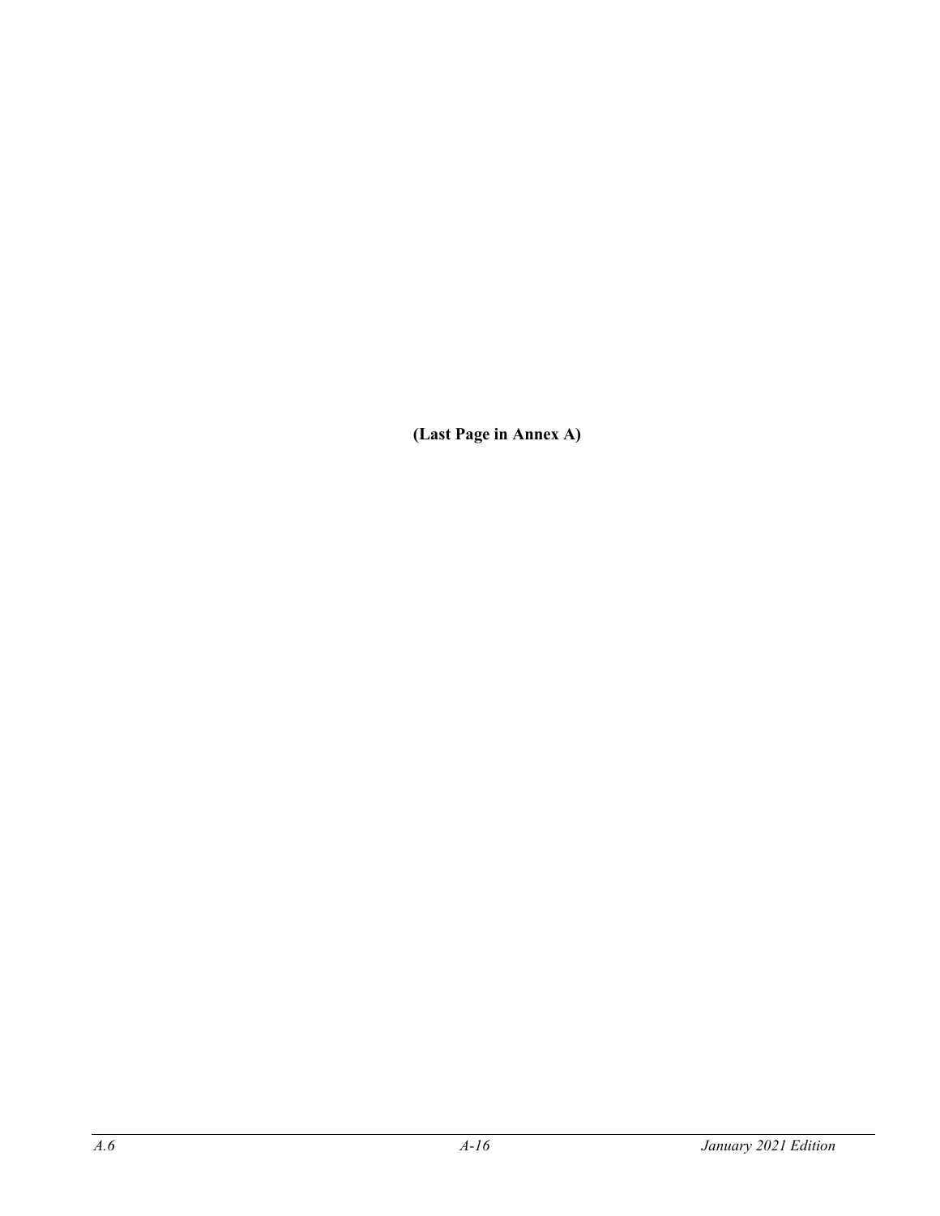**(Last Page in Annex A)**